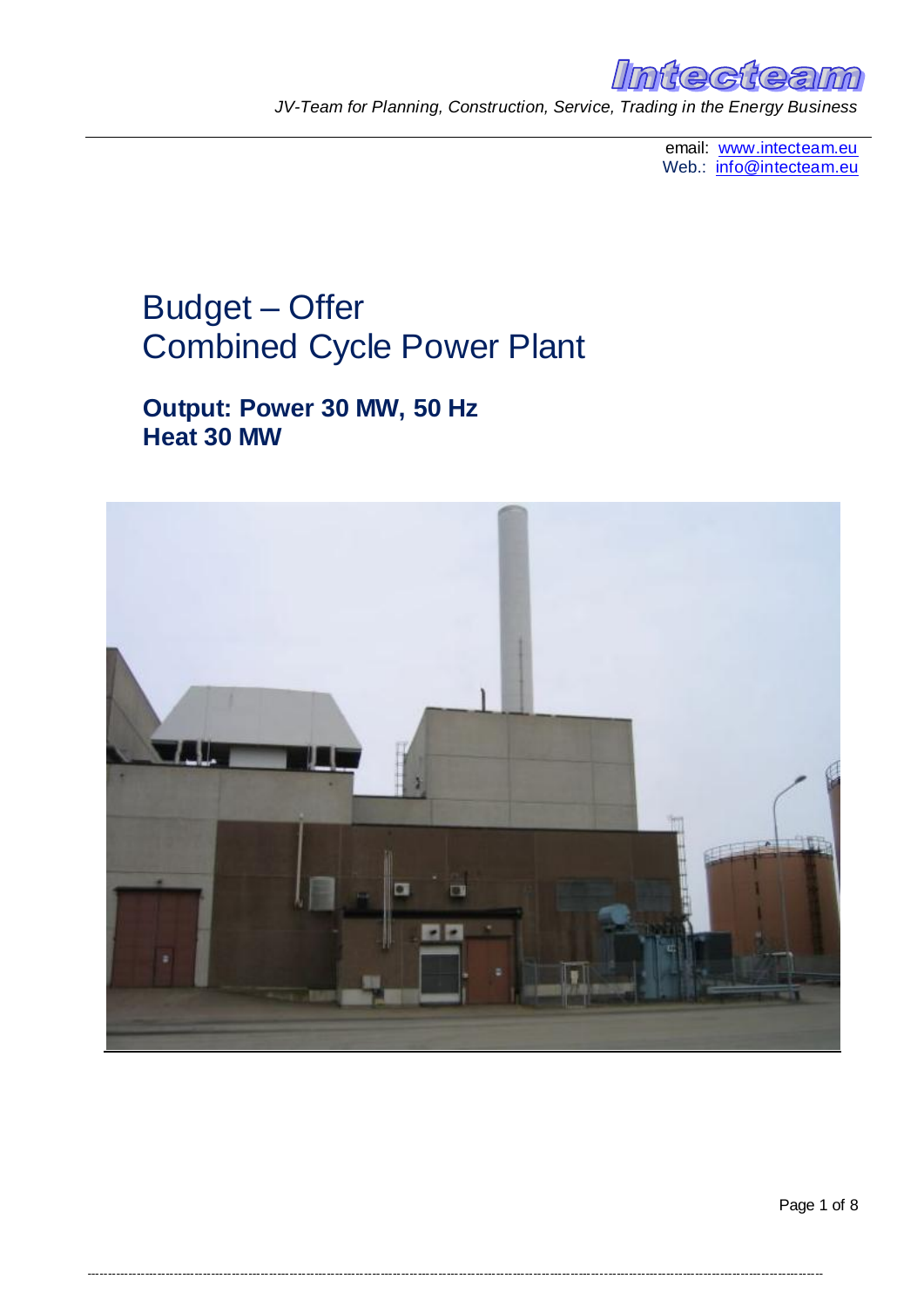**Intecteam**

*JV-Team for Planning, Construction, Service, Trading in the Energy Business*

email: www.intecteam.eu
Web.: info@intecteam.eu

# Budget – Offer
# Combined Cycle Power Plant

## Output: Power 30 MW, 50 Hz
## Heat 30 MW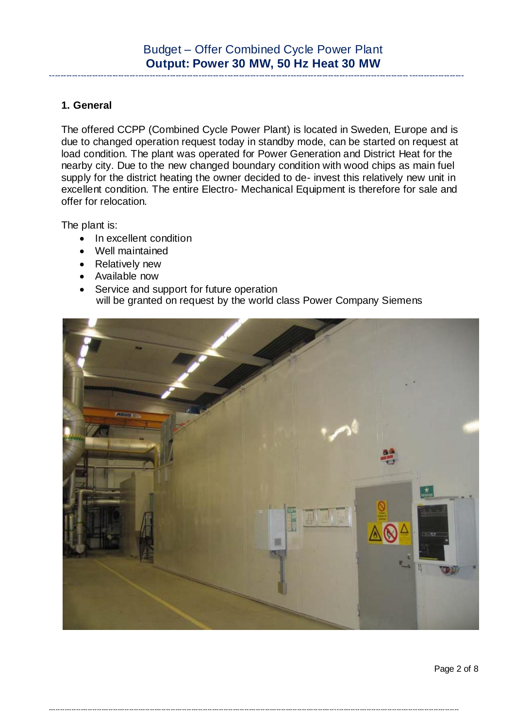## 1. General

The offered CCPP (Combined Cycle Power Plant) is located in Sweden, Europe and is due to changed operation request today in standby mode, can be started on request at load condition. The plant was operated for Power Generation and District Heat for the nearby city. Due to the new changed boundary condition with wood chips as main fuel supply for the district heating the owner decided to de- invest this relatively new unit in excellent condition. The entire Electro- Mechanical Equipment is therefore for sale and offer for relocation.

The plant is:

- In excellent condition
- Well maintained
- Relatively new
- Available now
- Service and support for future operation will be granted on request by the world class Power Company Siemens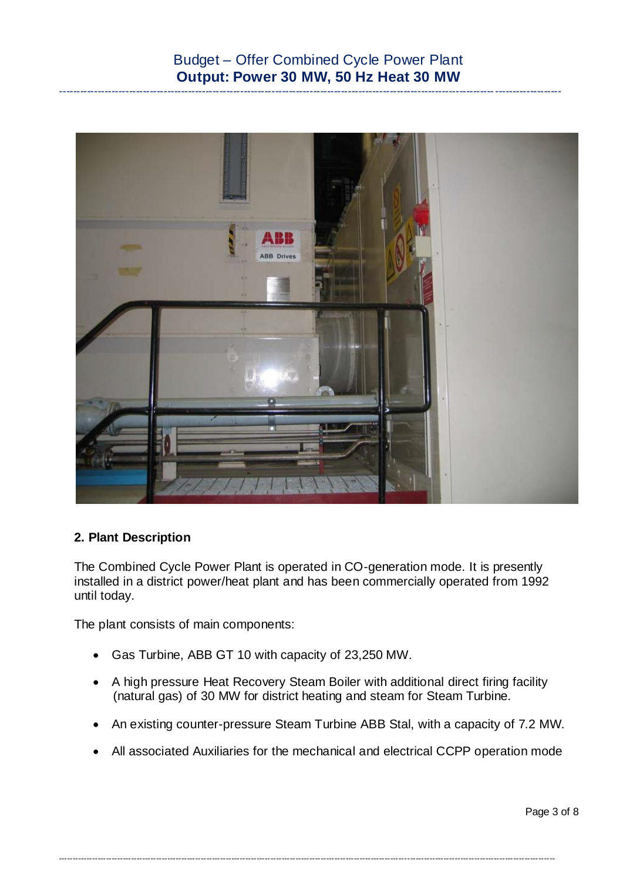## 2. Plant Description

The Combined Cycle Power Plant is operated in CO-generation mode. It is presently installed in a district power/heat plant and has been commercially operated from 1992 until today.

The plant consists of main components:

- Gas Turbine, ABB GT 10 with capacity of 23,250 MW.
- A high pressure Heat Recovery Steam Boiler with additional direct firing facility (natural gas) of 30 MW for district heating and steam for Steam Turbine.
- An existing counter-pressure Steam Turbine ABB Stal, with a capacity of 7.2 MW.
- All associated Auxiliaries for the mechanical and electrical CCPP operation mode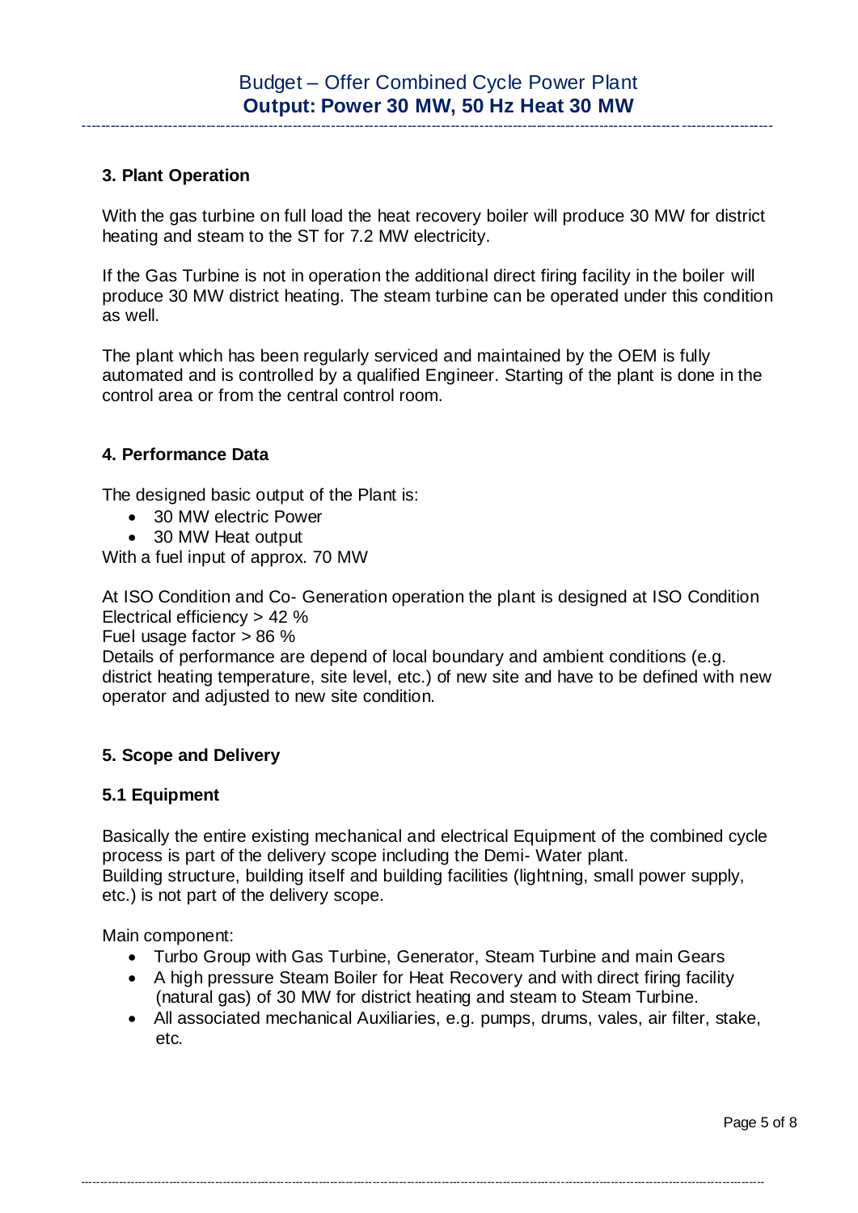## 3. Plant Operation

With the gas turbine on full load the heat recovery boiler will produce 30 MW for district heating and steam to the ST for 7.2 MW electricity.

If the Gas Turbine is not in operation the additional direct firing facility in the boiler will produce 30 MW district heating. The steam turbine can be operated under this condition as well.

The plant which has been regularly serviced and maintained by the OEM is fully automated and is controlled by a qualified Engineer. Starting of the plant is done in the control area or from the central control room.

## 4. Performance Data

The designed basic output of the Plant is:

- 30 MW electric Power
- 30 MW Heat output

With a fuel input of approx. 70 MW

At ISO Condition and Co- Generation operation the plant is designed at ISO Condition
Electrical efficiency > 42 %
Fuel usage factor > 86 %
Details of performance are depend of local boundary and ambient conditions (e.g. district heating temperature, site level, etc.) of new site and have to be defined with new operator and adjusted to new site condition.

## 5. Scope and Delivery

### 5.1 Equipment

Basically the entire existing mechanical and electrical Equipment of the combined cycle process is part of the delivery scope including the Demi- Water plant.
Building structure, building itself and building facilities (lightning, small power supply, etc.) is not part of the delivery scope.

Main component:

- Turbo Group with Gas Turbine, Generator, Steam Turbine and main Gears
- A high pressure Steam Boiler for Heat Recovery and with direct firing facility (natural gas) of 30 MW for district heating and steam to Steam Turbine.
- All associated mechanical Auxiliaries, e.g. pumps, drums, vales, air filter, stake, etc.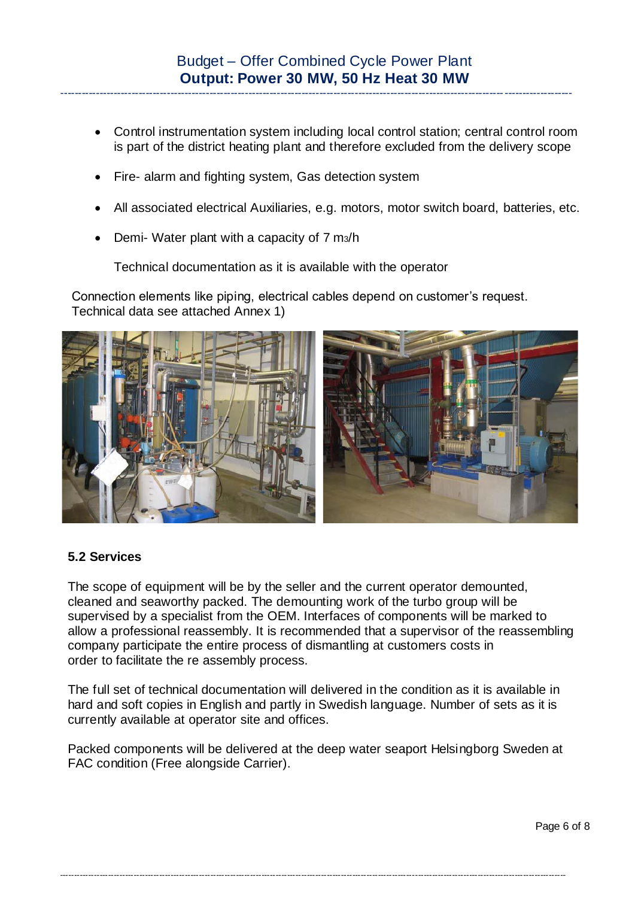- Control instrumentation system including local control station; central control room is part of the district heating plant and therefore excluded from the delivery scope
- Fire- alarm and fighting system, Gas detection system
- All associated electrical Auxiliaries, e.g. motors, motor switch board, batteries, etc.
- Demi- Water plant with a capacity of 7 $m^3$/h

  Technical documentation as it is available with the operator

Connection elements like piping, electrical cables depend on customer's request.
Technical data see attached Annex 1)

### 5.2 Services

The scope of equipment will be by the seller and the current operator demounted, cleaned and seaworthy packed. The demounting work of the turbo group will be supervised by a specialist from the OEM. Interfaces of components will be marked to allow a professional reassembly. It is recommended that a supervisor of the reassembling company participate the entire process of dismantling at customers costs in order to facilitate the re assembly process.

The full set of technical documentation will delivered in the condition as it is available in hard and soft copies in English and partly in Swedish language. Number of sets as it is currently available at operator site and offices.

Packed components will be delivered at the deep water seaport Helsingborg Sweden at FAC condition (Free alongside Carrier).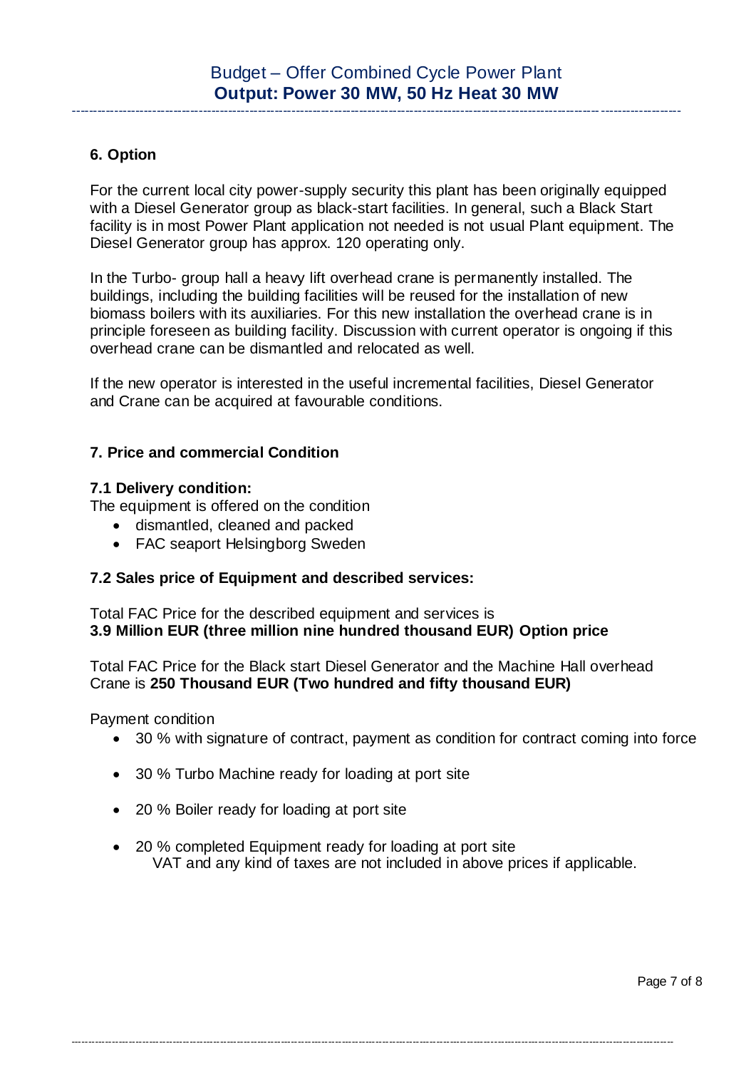## 6. Option

For the current local city power-supply security this plant has been originally equipped with a Diesel Generator group as black-start facilities. In general, such a Black Start facility is in most Power Plant application not needed is not usual Plant equipment. The Diesel Generator group has approx. 120 operating only.

In the Turbo- group hall a heavy lift overhead crane is permanently installed. The buildings, including the building facilities will be reused for the installation of new biomass boilers with its auxiliaries. For this new installation the overhead crane is in principle foreseen as building facility. Discussion with current operator is ongoing if this overhead crane can be dismantled and relocated as well.

If the new operator is interested in the useful incremental facilities, Diesel Generator and Crane can be acquired at favourable conditions.

## 7. Price and commercial Condition

### 7.1 Delivery condition:

The equipment is offered on the condition

- dismantled, cleaned and packed
- FAC seaport Helsingborg Sweden

### 7.2 Sales price of Equipment and described services:

Total FAC Price for the described equipment and services is
**3.9 Million EUR (three million nine hundred thousand EUR) Option price**

Total FAC Price for the Black start Diesel Generator and the Machine Hall overhead Crane is **250 Thousand EUR (Two hundred and fifty thousand EUR)**

Payment condition

- 30 % with signature of contract, payment as condition for contract coming into force
- 30 % Turbo Machine ready for loading at port site
- 20 % Boiler ready for loading at port site
- 20 % completed Equipment ready for loading at port site
  VAT and any kind of taxes are not included in above prices if applicable.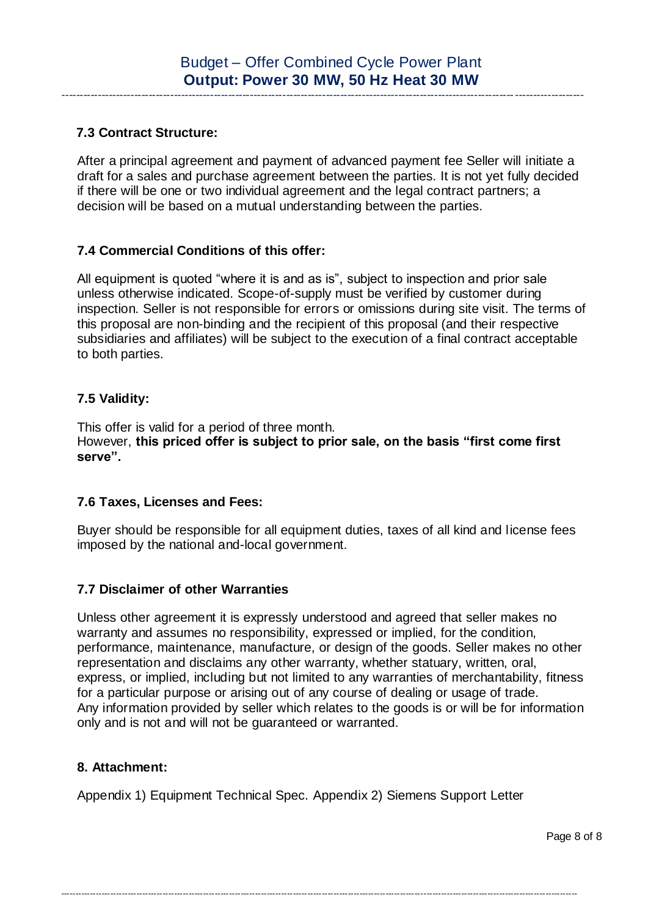### 7.3 Contract Structure:

After a principal agreement and payment of advanced payment fee Seller will initiate a draft for a sales and purchase agreement between the parties. It is not yet fully decided if there will be one or two individual agreement and the legal contract partners; a decision will be based on a mutual understanding between the parties.

### 7.4 Commercial Conditions of this offer:

All equipment is quoted "where it is and as is", subject to inspection and prior sale unless otherwise indicated. Scope-of-supply must be verified by customer during inspection. Seller is not responsible for errors or omissions during site visit. The terms of this proposal are non-binding and the recipient of this proposal (and their respective subsidiaries and affiliates) will be subject to the execution of a final contract acceptable to both parties.

### 7.5 Validity:

This offer is valid for a period of three month.
However, **this priced offer is subject to prior sale, on the basis "first come first serve".**

### 7.6 Taxes, Licenses and Fees:

Buyer should be responsible for all equipment duties, taxes of all kind and license fees imposed by the national and-local government.

### 7.7 Disclaimer of other Warranties

Unless other agreement it is expressly understood and agreed that seller makes no warranty and assumes no responsibility, expressed or implied, for the condition, performance, maintenance, manufacture, or design of the goods. Seller makes no other representation and disclaims any other warranty, whether statuary, written, oral, express, or implied, including but not limited to any warranties of merchantability, fitness for a particular purpose or arising out of any course of dealing or usage of trade.
Any information provided by seller which relates to the goods is or will be for information only and is not and will not be guaranteed or warranted.

## 8. Attachment:

Appendix 1) Equipment Technical Spec. Appendix 2) Siemens Support Letter